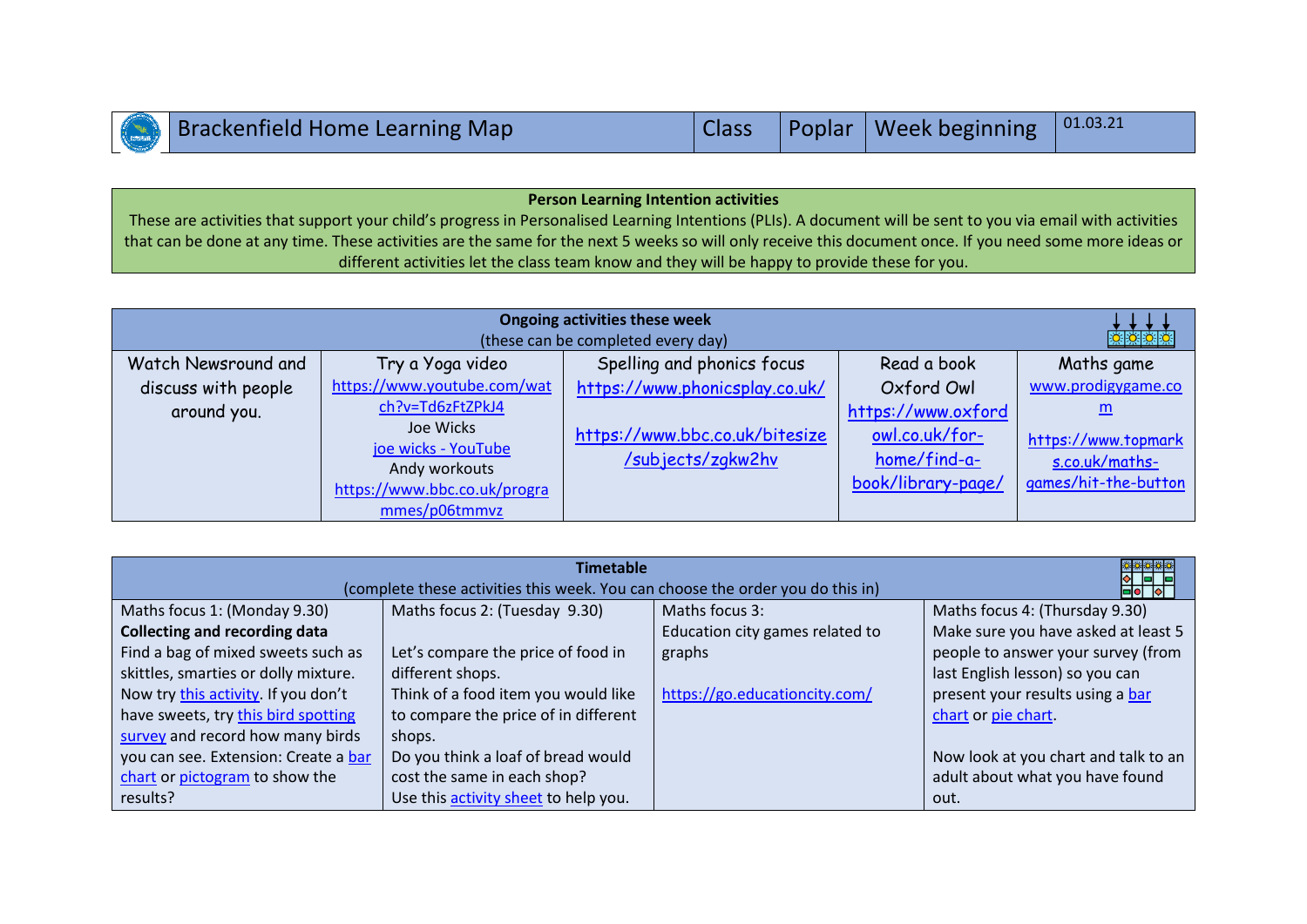| Brackenfield Home Learning Map | Class | Poplar | Week beginning | 01.03.21 |
|---|---|---|---|---|

**Person Learning Intention activities**

These are activities that support your child's progress in Personalised Learning Intentions (PLIs). A document will be sent to you via email with activities that can be done at any time. These activities are the same for the next 5 weeks so will only receive this document once. If you need some more ideas or different activities let the class team know and they will be happy to provide these for you.

**Ongoing activities these week**
(these can be completed every day)

| Watch Newsround and discuss with people around you. | Try a Yoga video | Spelling and phonics focus | Read a book | Maths game |
|---|---|---|---|---|
| | https://www.youtube.com/watch?v=Td6zFtZPkJ4 Joe Wicks joe wicks - YouTube Andy workouts https://www.bbc.co.uk/programmes/p06tmmvz | https://www.phonicsplay.co.uk/ https://www.bbc.co.uk/bitesize/subjects/zgkw2hv | Oxford Owl https://www.oxfordowl.co.uk/for-home/find-a-book/library-page/ | www.prodigygame.com https://www.topmarks.co.uk/maths-games/hit-the-button |

**Timetable**
(complete these activities this week. You can choose the order you do this in)

| Maths focus 1: (Monday 9.30) | Maths focus 2: (Tuesday 9.30) | Maths focus 3: | Maths focus 4: (Thursday 9.30) |
|---|---|---|---|
| **Collecting and recording data** Find a bag of mixed sweets such as skittles, smarties or dolly mixture. Now try this activity. If you don't have sweets, try this bird spotting survey and record how many birds you can see. Extension: Create a bar chart or pictogram to show the results? | Let's compare the price of food in different shops. Think of a food item you would like to compare the price of in different shops. Do you think a loaf of bread would cost the same in each shop? Use this activity sheet to help you. | Education city games related to graphs https://go.educationcity.com/ | Make sure you have asked at least 5 people to answer your survey (from last English lesson) so you can present your results using a bar chart or pie chart. Now look at you chart and talk to an adult about what you have found out. |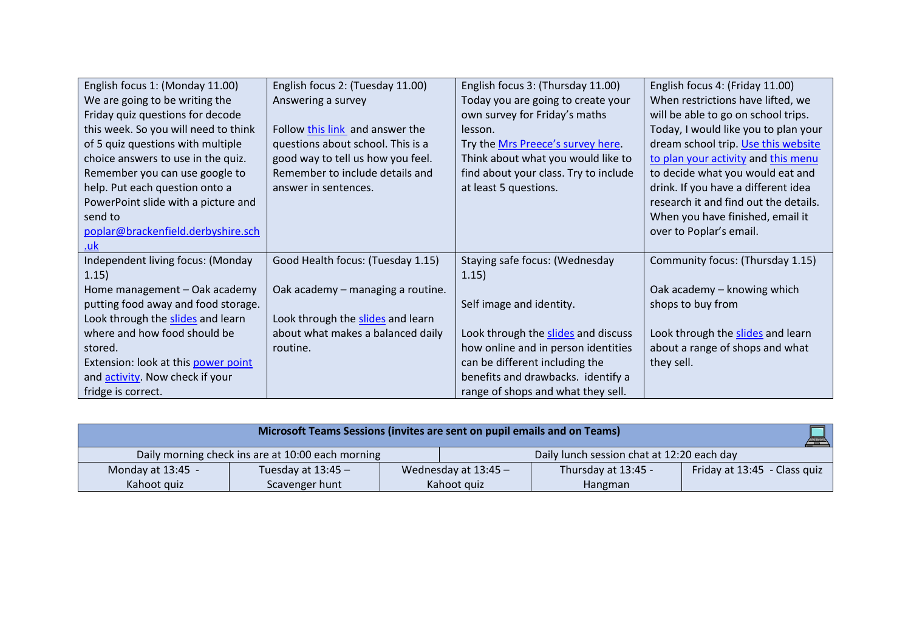| | | | |
|---|---|---|---|
| English focus 1: (Monday 11.00) We are going to be writing the Friday quiz questions for decode this week. So you will need to think of 5 quiz questions with multiple choice answers to use in the quiz. Remember you can use google to help. Put each question onto a PowerPoint slide with a picture and send to poplar@brackenfield.derbyshire.sch.uk | English focus 2: (Tuesday 11.00) Answering a survey<br><br>Follow this link and answer the questions about school. This is a good way to tell us how you feel. Remember to include details and answer in sentences. | English focus 3: (Thursday 11.00) Today you are going to create your own survey for Friday's maths lesson. Try the Mrs Preece's survey here. Think about what you would like to find about your class. Try to include at least 5 questions. | English focus 4: (Friday 11.00) When restrictions have lifted, we will be able to go on school trips. Today, I would like you to plan your dream school trip. Use this website to plan your activity and this menu to decide what you would eat and drink. If you have a different idea research it and find out the details. When you have finished, email it over to Poplar's email. |
| Independent living focus: (Monday 1.15)<br>Home management – Oak academy putting food away and food storage. Look through the slides and learn where and how food should be stored.<br>Extension: look at this power point and activity. Now check if your fridge is correct. | Good Health focus: (Tuesday 1.15)<br><br>Oak academy – managing a routine.<br><br>Look through the slides and learn about what makes a balanced daily routine. | Staying safe focus: (Wednesday 1.15)<br><br>Self image and identity.<br><br>Look through the slides and discuss how online and in person identities can be different including the benefits and drawbacks. identify a range of shops and what they sell. | Community focus: (Thursday 1.15)<br><br>Oak academy – knowing which shops to buy from<br><br>Look through the slides and learn about a range of shops and what they sell. |

| **Microsoft Teams Sessions (invites are sent on pupil emails and on Teams)** | | | | |
|---|---|---|---|---|
| Daily morning check ins are at 10:00 each morning | | Daily lunch session chat at 12:20 each day | | |
| Monday at 13:45 - Kahoot quiz | Tuesday at 13:45 – Scavenger hunt | Wednesday at 13:45 – Kahoot quiz | Thursday at 13:45 - Hangman | Friday at 13:45 - Class quiz |